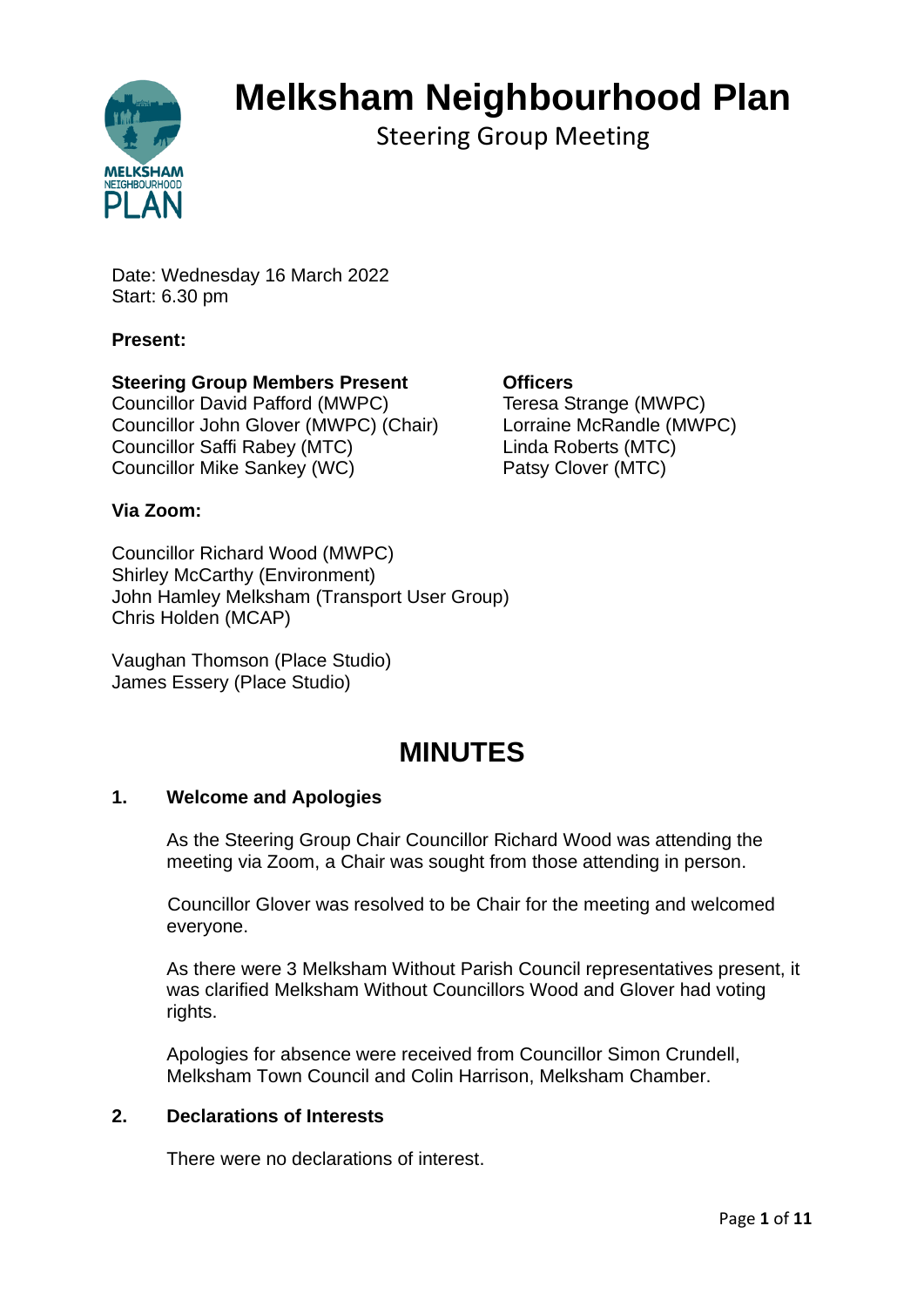# Melksham Neighbourhood Plan

Steering Group Meeting

Date: Wednesday 16 March 2022
Start: 6.30 pm

**Present:**

**Steering Group Members Present**
Councillor David Pafford (MWPC)
Councillor John Glover (MWPC) (Chair)
Councillor Saffi Rabey (MTC)
Councillor Mike Sankey (WC)

**Officers**
Teresa Strange (MWPC)
Lorraine McRandle (MWPC)
Linda Roberts (MTC)
Patsy Clover (MTC)

**Via Zoom:**

Councillor Richard Wood (MWPC)
Shirley McCarthy (Environment)
John Hamley Melksham (Transport User Group)
Chris Holden (MCAP)

Vaughan Thomson (Place Studio)
James Essery (Place Studio)

# MINUTES

## 1. Welcome and Apologies

As the Steering Group Chair Councillor Richard Wood was attending the meeting via Zoom, a Chair was sought from those attending in person.

Councillor Glover was resolved to be Chair for the meeting and welcomed everyone.

As there were 3 Melksham Without Parish Council representatives present, it was clarified Melksham Without Councillors Wood and Glover had voting rights.

Apologies for absence were received from Councillor Simon Crundell, Melksham Town Council and Colin Harrison, Melksham Chamber.

## 2. Declarations of Interests

There were no declarations of interest.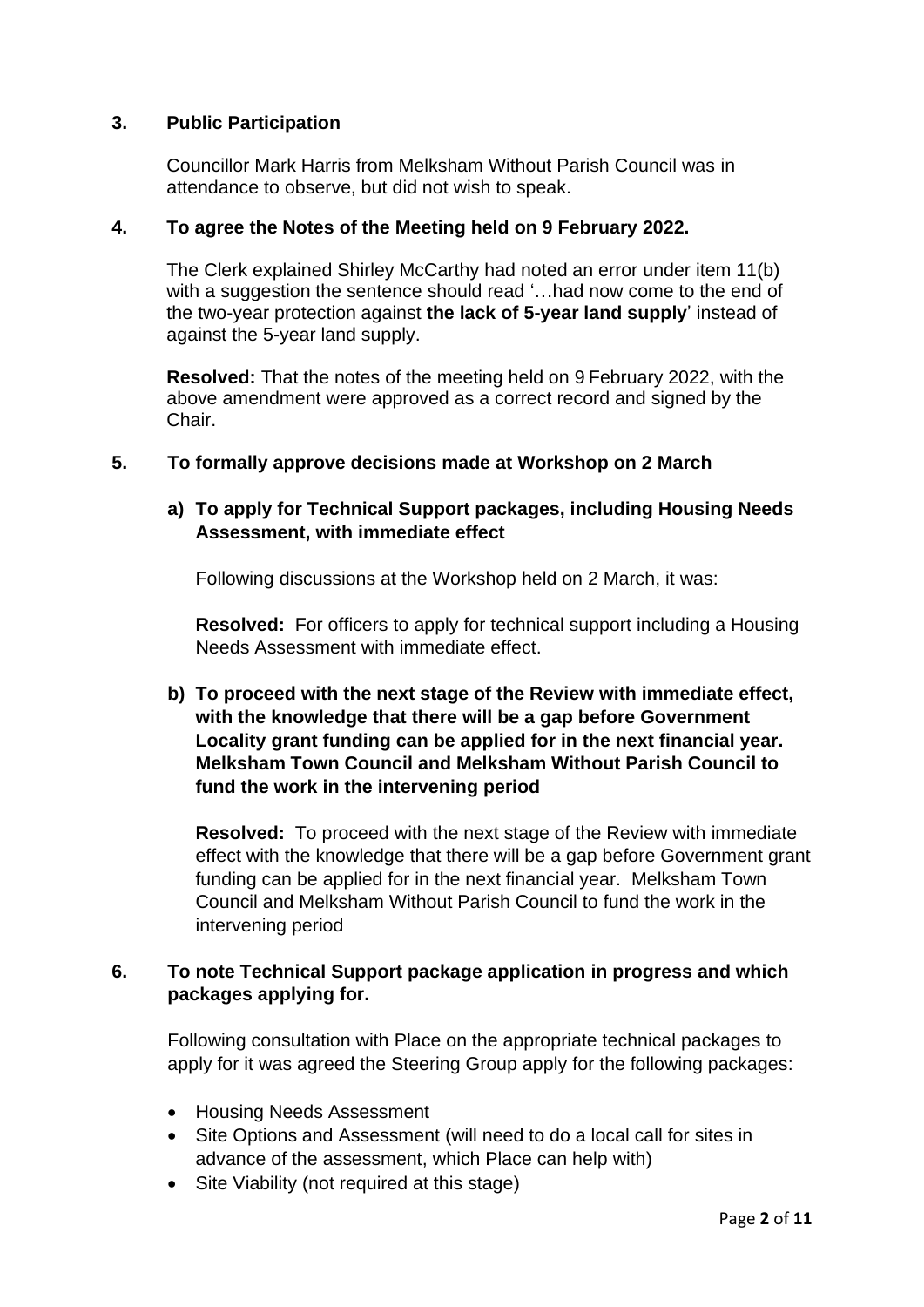## 3. Public Participation

Councillor Mark Harris from Melksham Without Parish Council was in attendance to observe, but did not wish to speak.

## 4. To agree the Notes of the Meeting held on 9 February 2022.

The Clerk explained Shirley McCarthy had noted an error under item 11(b) with a suggestion the sentence should read '…had now come to the end of the two-year protection against **the lack of 5-year land supply**' instead of against the 5-year land supply.

**Resolved:** That the notes of the meeting held on 9 February 2022, with the above amendment were approved as a correct record and signed by the Chair.

## 5. To formally approve decisions made at Workshop on 2 March

### a) To apply for Technical Support packages, including Housing Needs Assessment, with immediate effect

Following discussions at the Workshop held on 2 March, it was:

**Resolved:** For officers to apply for technical support including a Housing Needs Assessment with immediate effect.

### b) To proceed with the next stage of the Review with immediate effect, with the knowledge that there will be a gap before Government Locality grant funding can be applied for in the next financial year. Melksham Town Council and Melksham Without Parish Council to fund the work in the intervening period

**Resolved:** To proceed with the next stage of the Review with immediate effect with the knowledge that there will be a gap before Government grant funding can be applied for in the next financial year. Melksham Town Council and Melksham Without Parish Council to fund the work in the intervening period

## 6. To note Technical Support package application in progress and which packages applying for.

Following consultation with Place on the appropriate technical packages to apply for it was agreed the Steering Group apply for the following packages:

- Housing Needs Assessment
- Site Options and Assessment (will need to do a local call for sites in advance of the assessment, which Place can help with)
- Site Viability (not required at this stage)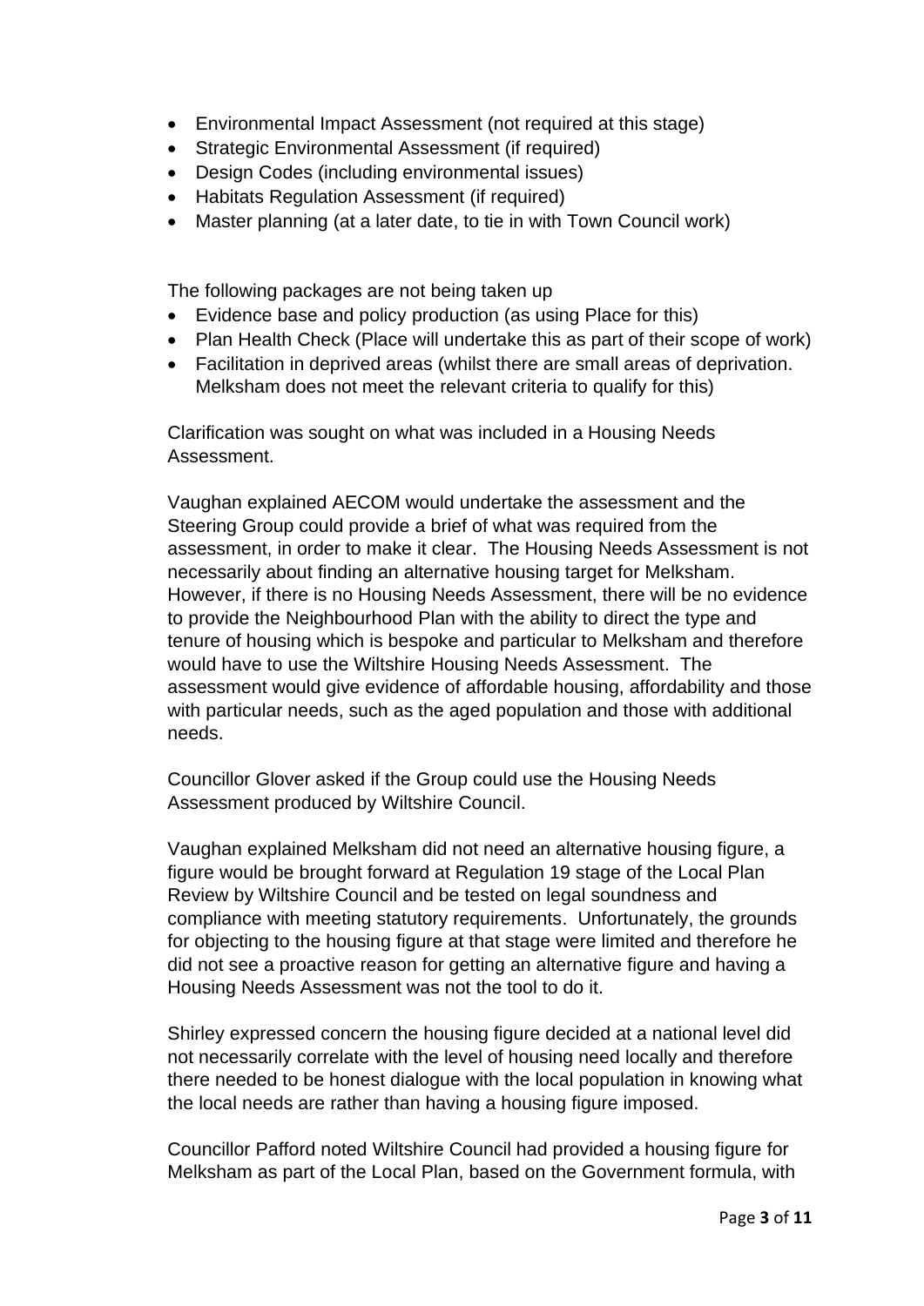- Environmental Impact Assessment (not required at this stage)
- Strategic Environmental Assessment (if required)
- Design Codes (including environmental issues)
- Habitats Regulation Assessment (if required)
- Master planning (at a later date, to tie in with Town Council work)

The following packages are not being taken up

- Evidence base and policy production (as using Place for this)
- Plan Health Check (Place will undertake this as part of their scope of work)
- Facilitation in deprived areas (whilst there are small areas of deprivation. Melksham does not meet the relevant criteria to qualify for this)

Clarification was sought on what was included in a Housing Needs Assessment.

Vaughan explained AECOM would undertake the assessment and the Steering Group could provide a brief of what was required from the assessment, in order to make it clear. The Housing Needs Assessment is not necessarily about finding an alternative housing target for Melksham. However, if there is no Housing Needs Assessment, there will be no evidence to provide the Neighbourhood Plan with the ability to direct the type and tenure of housing which is bespoke and particular to Melksham and therefore would have to use the Wiltshire Housing Needs Assessment. The assessment would give evidence of affordable housing, affordability and those with particular needs, such as the aged population and those with additional needs.

Councillor Glover asked if the Group could use the Housing Needs Assessment produced by Wiltshire Council.

Vaughan explained Melksham did not need an alternative housing figure, a figure would be brought forward at Regulation 19 stage of the Local Plan Review by Wiltshire Council and be tested on legal soundness and compliance with meeting statutory requirements. Unfortunately, the grounds for objecting to the housing figure at that stage were limited and therefore he did not see a proactive reason for getting an alternative figure and having a Housing Needs Assessment was not the tool to do it.

Shirley expressed concern the housing figure decided at a national level did not necessarily correlate with the level of housing need locally and therefore there needed to be honest dialogue with the local population in knowing what the local needs are rather than having a housing figure imposed.

Councillor Pafford noted Wiltshire Council had provided a housing figure for Melksham as part of the Local Plan, based on the Government formula, with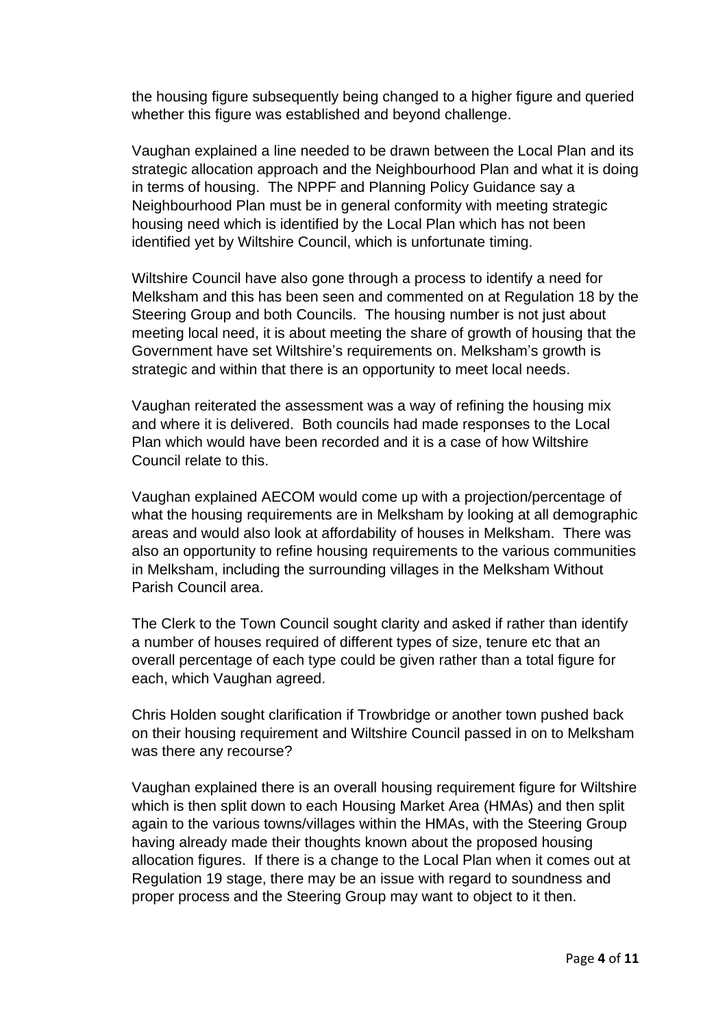the housing figure subsequently being changed to a higher figure and queried whether this figure was established and beyond challenge.

Vaughan explained a line needed to be drawn between the Local Plan and its strategic allocation approach and the Neighbourhood Plan and what it is doing in terms of housing. The NPPF and Planning Policy Guidance say a Neighbourhood Plan must be in general conformity with meeting strategic housing need which is identified by the Local Plan which has not been identified yet by Wiltshire Council, which is unfortunate timing.

Wiltshire Council have also gone through a process to identify a need for Melksham and this has been seen and commented on at Regulation 18 by the Steering Group and both Councils. The housing number is not just about meeting local need, it is about meeting the share of growth of housing that the Government have set Wiltshire's requirements on. Melksham's growth is strategic and within that there is an opportunity to meet local needs.

Vaughan reiterated the assessment was a way of refining the housing mix and where it is delivered. Both councils had made responses to the Local Plan which would have been recorded and it is a case of how Wiltshire Council relate to this.

Vaughan explained AECOM would come up with a projection/percentage of what the housing requirements are in Melksham by looking at all demographic areas and would also look at affordability of houses in Melksham. There was also an opportunity to refine housing requirements to the various communities in Melksham, including the surrounding villages in the Melksham Without Parish Council area.

The Clerk to the Town Council sought clarity and asked if rather than identify a number of houses required of different types of size, tenure etc that an overall percentage of each type could be given rather than a total figure for each, which Vaughan agreed.

Chris Holden sought clarification if Trowbridge or another town pushed back on their housing requirement and Wiltshire Council passed in on to Melksham was there any recourse?

Vaughan explained there is an overall housing requirement figure for Wiltshire which is then split down to each Housing Market Area (HMAs) and then split again to the various towns/villages within the HMAs, with the Steering Group having already made their thoughts known about the proposed housing allocation figures. If there is a change to the Local Plan when it comes out at Regulation 19 stage, there may be an issue with regard to soundness and proper process and the Steering Group may want to object to it then.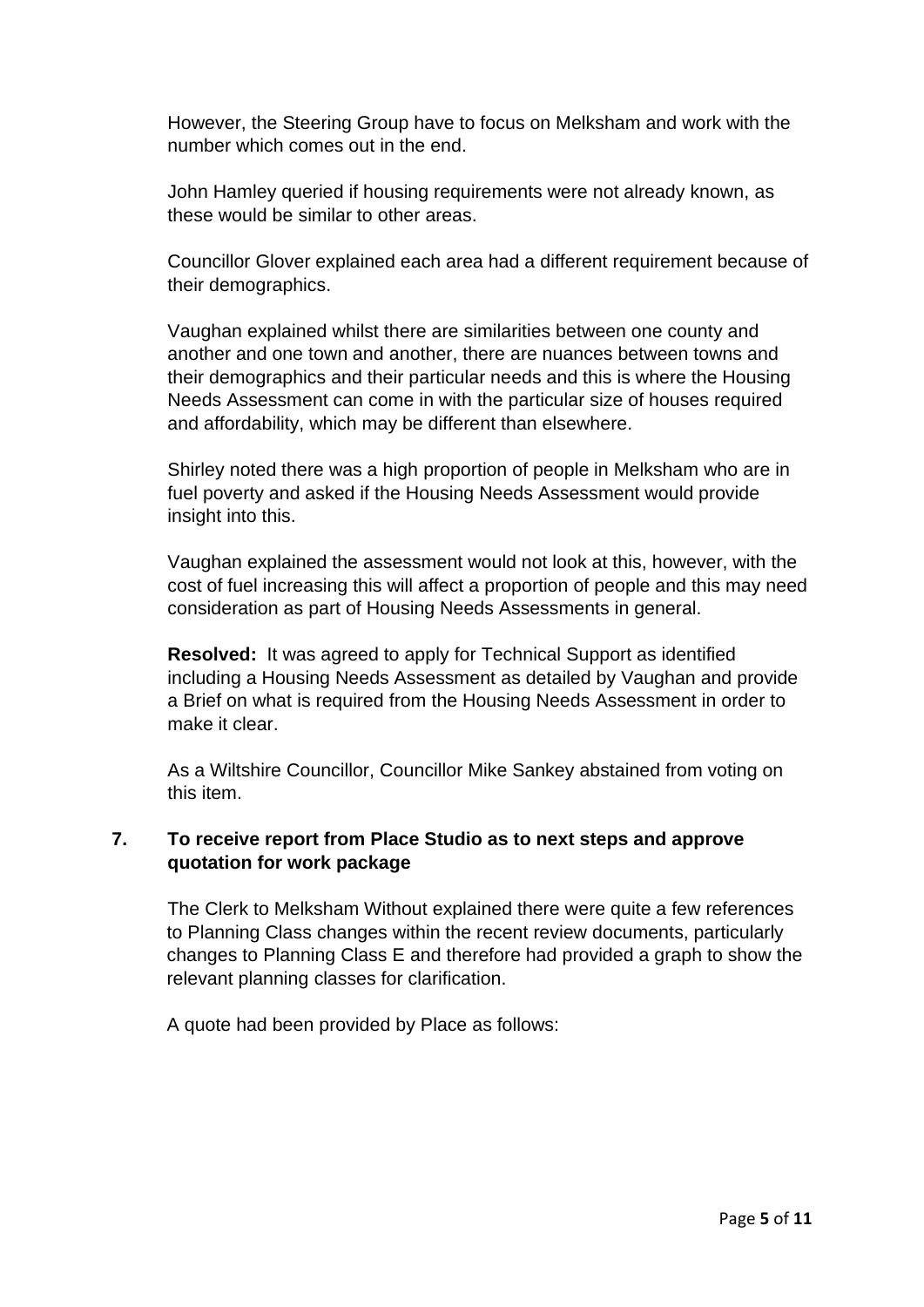However, the Steering Group have to focus on Melksham and work with the number which comes out in the end.

John Hamley queried if housing requirements were not already known, as these would be similar to other areas.

Councillor Glover explained each area had a different requirement because of their demographics.

Vaughan explained whilst there are similarities between one county and another and one town and another, there are nuances between towns and their demographics and their particular needs and this is where the Housing Needs Assessment can come in with the particular size of houses required and affordability, which may be different than elsewhere.

Shirley noted there was a high proportion of people in Melksham who are in fuel poverty and asked if the Housing Needs Assessment would provide insight into this.

Vaughan explained the assessment would not look at this, however, with the cost of fuel increasing this will affect a proportion of people and this may need consideration as part of Housing Needs Assessments in general.

**Resolved:** It was agreed to apply for Technical Support as identified including a Housing Needs Assessment as detailed by Vaughan and provide a Brief on what is required from the Housing Needs Assessment in order to make it clear.

As a Wiltshire Councillor, Councillor Mike Sankey abstained from voting on this item.

**7. To receive report from Place Studio as to next steps and approve quotation for work package**

The Clerk to Melksham Without explained there were quite a few references to Planning Class changes within the recent review documents, particularly changes to Planning Class E and therefore had provided a graph to show the relevant planning classes for clarification.

A quote had been provided by Place as follows: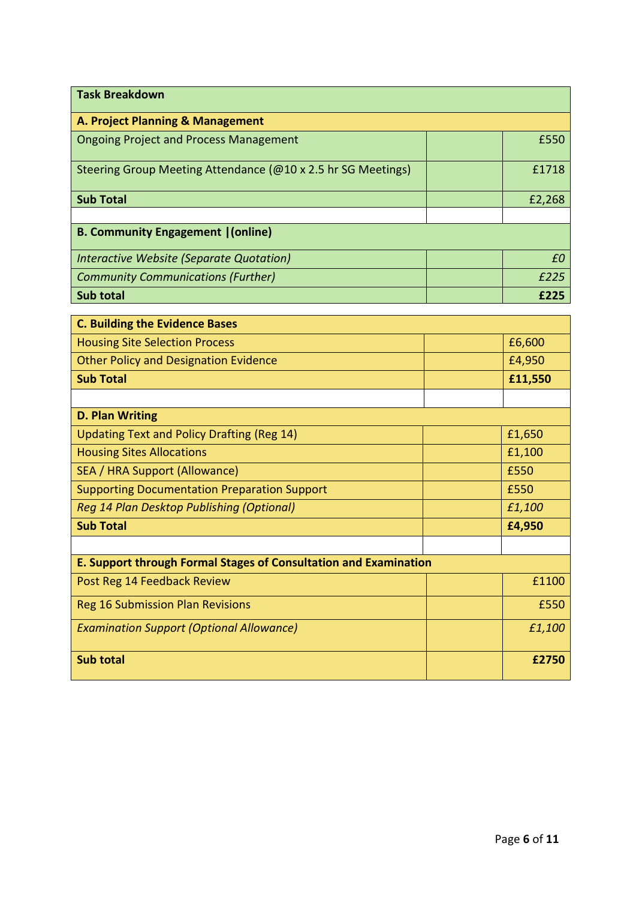| Task Breakdown | | |
|---|---|---|
| **A. Project Planning & Management** | | |
| Ongoing Project and Process Management | | £550 |
| Steering Group Meeting Attendance (@10 x 2.5 hr SG Meetings) | | £1718 |
| **Sub Total** | | £2,268 |
| | | |
| **B. Community Engagement \|(online)** | | |
| *Interactive Website (Separate Quotation)* | | *£0* |
| *Community Communications (Further)* | | *£225* |
| **Sub total** | | **£225** |

| **C. Building the Evidence Bases** | | |
|---|---|---|
| Housing Site Selection Process | | £6,600 |
| Other Policy and Designation Evidence | | £4,950 |
| **Sub Total** | | **£11,550** |
| | | |
| **D. Plan Writing** | | |
| Updating Text and Policy Drafting (Reg 14) | | £1,650 |
| Housing Sites Allocations | | £1,100 |
| SEA / HRA Support (Allowance) | | £550 |
| Supporting Documentation Preparation Support | | £550 |
| *Reg 14 Plan Desktop Publishing (Optional)* | | *£1,100* |
| **Sub Total** | | **£4,950** |
| | | |
| **E. Support through Formal Stages of Consultation and Examination** | | |
| Post Reg 14 Feedback Review | | £1100 |
| Reg 16 Submission Plan Revisions | | £550 |
| *Examination Support (Optional Allowance)* | | *£1,100* |
| **Sub total** | | **£2750** |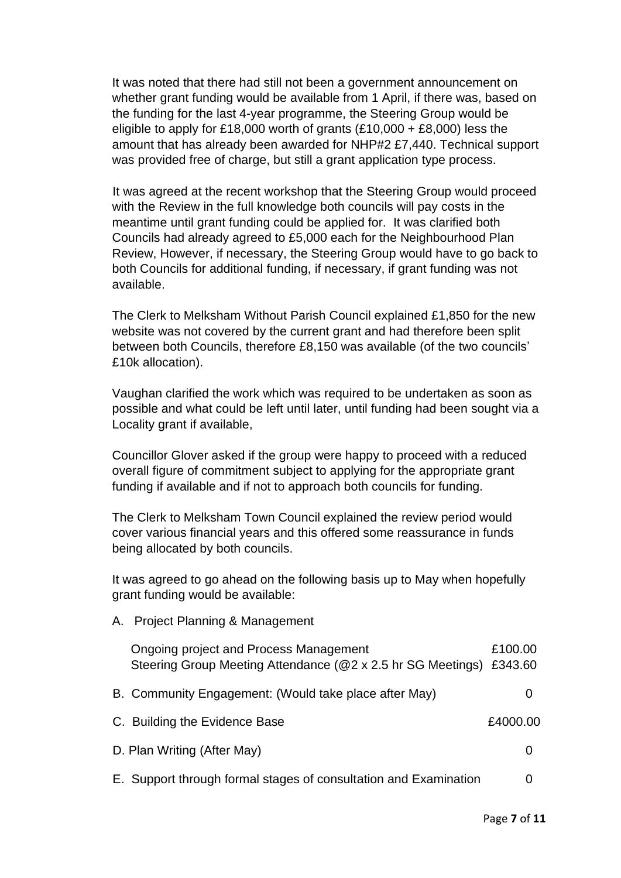It was noted that there had still not been a government announcement on whether grant funding would be available from 1 April, if there was, based on the funding for the last 4-year programme, the Steering Group would be eligible to apply for £18,000 worth of grants (£10,000 + £8,000) less the amount that has already been awarded for NHP#2 £7,440. Technical support was provided free of charge, but still a grant application type process.

It was agreed at the recent workshop that the Steering Group would proceed with the Review in the full knowledge both councils will pay costs in the meantime until grant funding could be applied for. It was clarified both Councils had already agreed to £5,000 each for the Neighbourhood Plan Review, However, if necessary, the Steering Group would have to go back to both Councils for additional funding, if necessary, if grant funding was not available.

The Clerk to Melksham Without Parish Council explained £1,850 for the new website was not covered by the current grant and had therefore been split between both Councils, therefore £8,150 was available (of the two councils' £10k allocation).

Vaughan clarified the work which was required to be undertaken as soon as possible and what could be left until later, until funding had been sought via a Locality grant if available,

Councillor Glover asked if the group were happy to proceed with a reduced overall figure of commitment subject to applying for the appropriate grant funding if available and if not to approach both councils for funding.

The Clerk to Melksham Town Council explained the review period would cover various financial years and this offered some reassurance in funds being allocated by both councils.

It was agreed to go ahead on the following basis up to May when hopefully grant funding would be available:

| | |
|---|---|
| A. Project Planning & Management | |
| Ongoing project and Process Management | £100.00 |
| Steering Group Meeting Attendance (@2 x 2.5 hr SG Meetings) | £343.60 |
| B. Community Engagement: (Would take place after May) | 0 |
| C. Building the Evidence Base | £4000.00 |
| D. Plan Writing (After May) | 0 |
| E. Support through formal stages of consultation and Examination | 0 |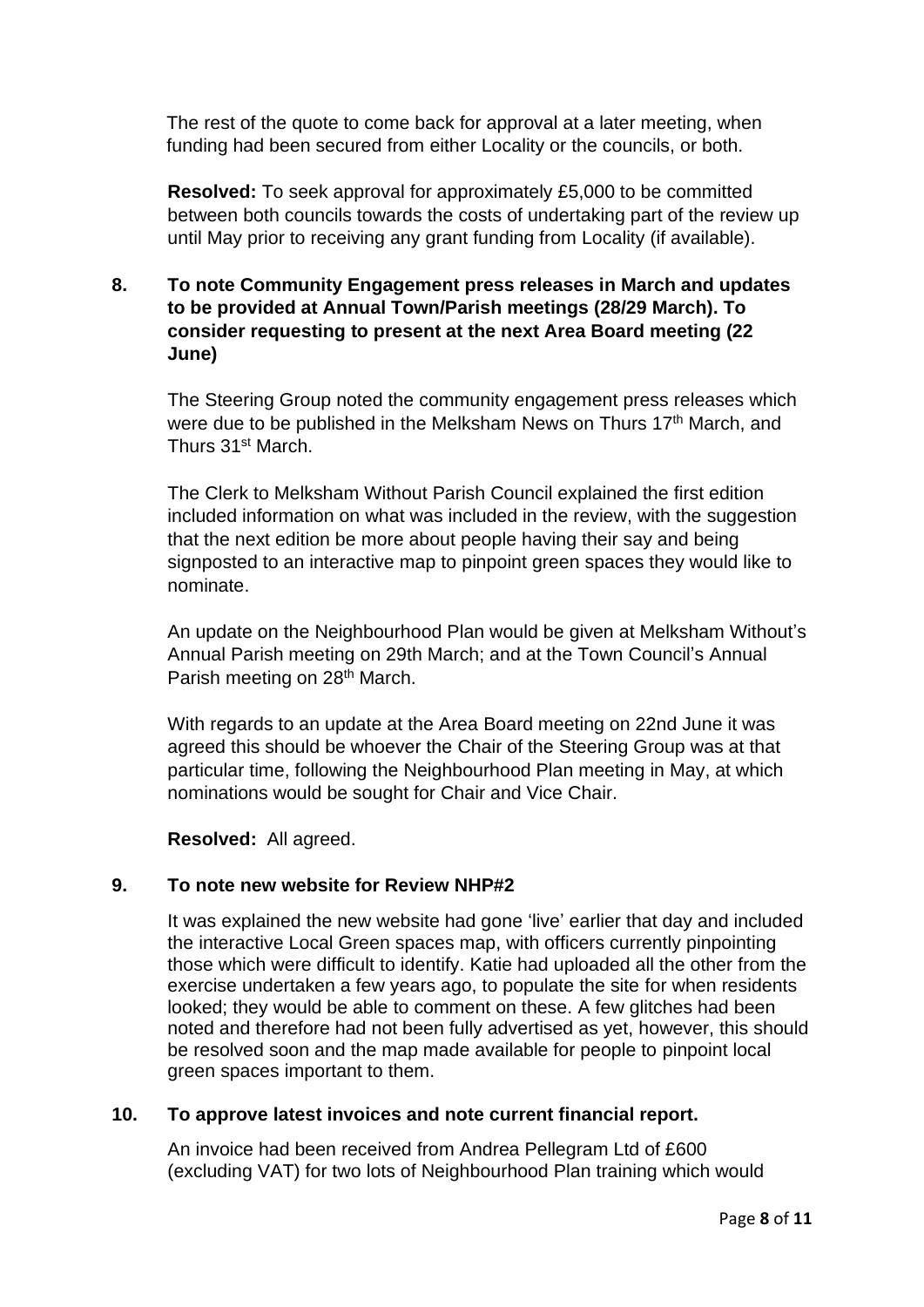The rest of the quote to come back for approval at a later meeting, when funding had been secured from either Locality or the councils, or both.

**Resolved:** To seek approval for approximately £5,000 to be committed between both councils towards the costs of undertaking part of the review up until May prior to receiving any grant funding from Locality (if available).

**8. To note Community Engagement press releases in March and updates to be provided at Annual Town/Parish meetings (28/29 March). To consider requesting to present at the next Area Board meeting (22 June)**

The Steering Group noted the community engagement press releases which were due to be published in the Melksham News on Thurs 17th March, and Thurs 31st March.

The Clerk to Melksham Without Parish Council explained the first edition included information on what was included in the review, with the suggestion that the next edition be more about people having their say and being signposted to an interactive map to pinpoint green spaces they would like to nominate.

An update on the Neighbourhood Plan would be given at Melksham Without's Annual Parish meeting on 29th March; and at the Town Council's Annual Parish meeting on 28th March.

With regards to an update at the Area Board meeting on 22nd June it was agreed this should be whoever the Chair of the Steering Group was at that particular time, following the Neighbourhood Plan meeting in May, at which nominations would be sought for Chair and Vice Chair.

**Resolved:** All agreed.

**9. To note new website for Review NHP#2**

It was explained the new website had gone 'live' earlier that day and included the interactive Local Green spaces map, with officers currently pinpointing those which were difficult to identify. Katie had uploaded all the other from the exercise undertaken a few years ago, to populate the site for when residents looked; they would be able to comment on these. A few glitches had been noted and therefore had not been fully advertised as yet, however, this should be resolved soon and the map made available for people to pinpoint local green spaces important to them.

**10. To approve latest invoices and note current financial report.**

An invoice had been received from Andrea Pellegram Ltd of £600 (excluding VAT) for two lots of Neighbourhood Plan training which would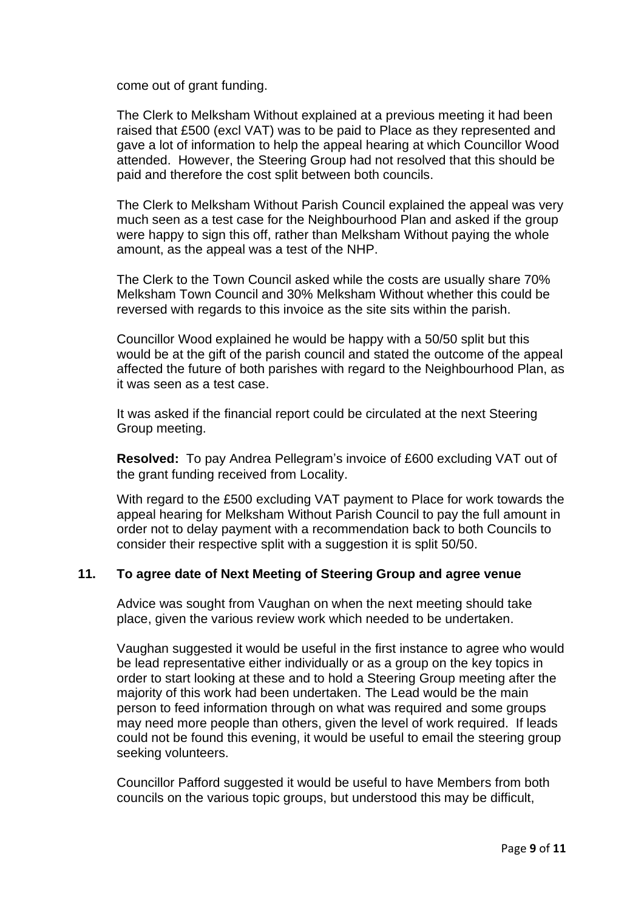come out of grant funding.

The Clerk to Melksham Without explained at a previous meeting it had been raised that £500 (excl VAT) was to be paid to Place as they represented and gave a lot of information to help the appeal hearing at which Councillor Wood attended. However, the Steering Group had not resolved that this should be paid and therefore the cost split between both councils.

The Clerk to Melksham Without Parish Council explained the appeal was very much seen as a test case for the Neighbourhood Plan and asked if the group were happy to sign this off, rather than Melksham Without paying the whole amount, as the appeal was a test of the NHP.

The Clerk to the Town Council asked while the costs are usually share 70% Melksham Town Council and 30% Melksham Without whether this could be reversed with regards to this invoice as the site sits within the parish.

Councillor Wood explained he would be happy with a 50/50 split but this would be at the gift of the parish council and stated the outcome of the appeal affected the future of both parishes with regard to the Neighbourhood Plan, as it was seen as a test case.

It was asked if the financial report could be circulated at the next Steering Group meeting.

**Resolved:** To pay Andrea Pellegram's invoice of £600 excluding VAT out of the grant funding received from Locality.

With regard to the £500 excluding VAT payment to Place for work towards the appeal hearing for Melksham Without Parish Council to pay the full amount in order not to delay payment with a recommendation back to both Councils to consider their respective split with a suggestion it is split 50/50.

## 11. To agree date of Next Meeting of Steering Group and agree venue

Advice was sought from Vaughan on when the next meeting should take place, given the various review work which needed to be undertaken.

Vaughan suggested it would be useful in the first instance to agree who would be lead representative either individually or as a group on the key topics in order to start looking at these and to hold a Steering Group meeting after the majority of this work had been undertaken. The Lead would be the main person to feed information through on what was required and some groups may need more people than others, given the level of work required. If leads could not be found this evening, it would be useful to email the steering group seeking volunteers.

Councillor Pafford suggested it would be useful to have Members from both councils on the various topic groups, but understood this may be difficult,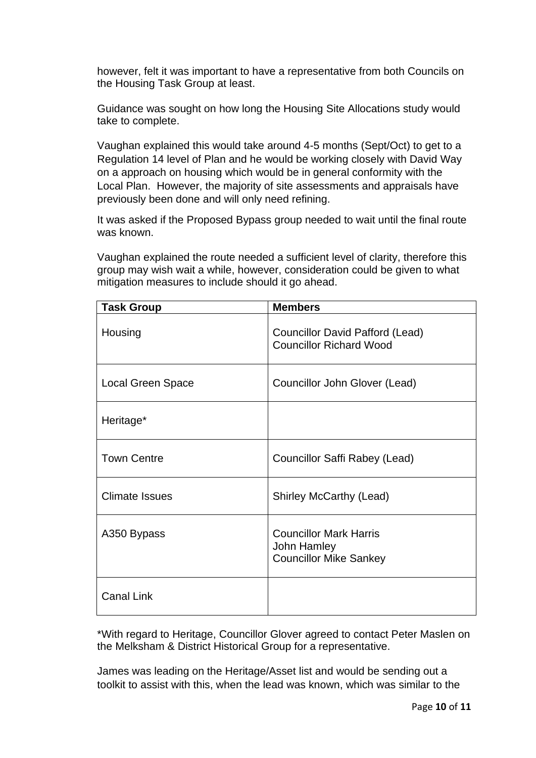however, felt it was important to have a representative from both Councils on the Housing Task Group at least.

Guidance was sought on how long the Housing Site Allocations study would take to complete.

Vaughan explained this would take around 4-5 months (Sept/Oct) to get to a Regulation 14 level of Plan and he would be working closely with David Way on a approach on housing which would be in general conformity with the Local Plan. However, the majority of site assessments and appraisals have previously been done and will only need refining.

It was asked if the Proposed Bypass group needed to wait until the final route was known.

Vaughan explained the route needed a sufficient level of clarity, therefore this group may wish wait a while, however, consideration could be given to what mitigation measures to include should it go ahead.

| Task Group | Members |
|---|---|
| Housing | Councillor David Pafford (Lead)<br>Councillor Richard Wood |
| Local Green Space | Councillor John Glover (Lead) |
| Heritage* | |
| Town Centre | Councillor Saffi Rabey (Lead) |
| Climate Issues | Shirley McCarthy (Lead) |
| A350 Bypass | Councillor Mark Harris<br>John Hamley<br>Councillor Mike Sankey |
| Canal Link | |

*With regard to Heritage, Councillor Glover agreed to contact Peter Maslen on the Melksham & District Historical Group for a representative.

James was leading on the Heritage/Asset list and would be sending out a toolkit to assist with this, when the lead was known, which was similar to the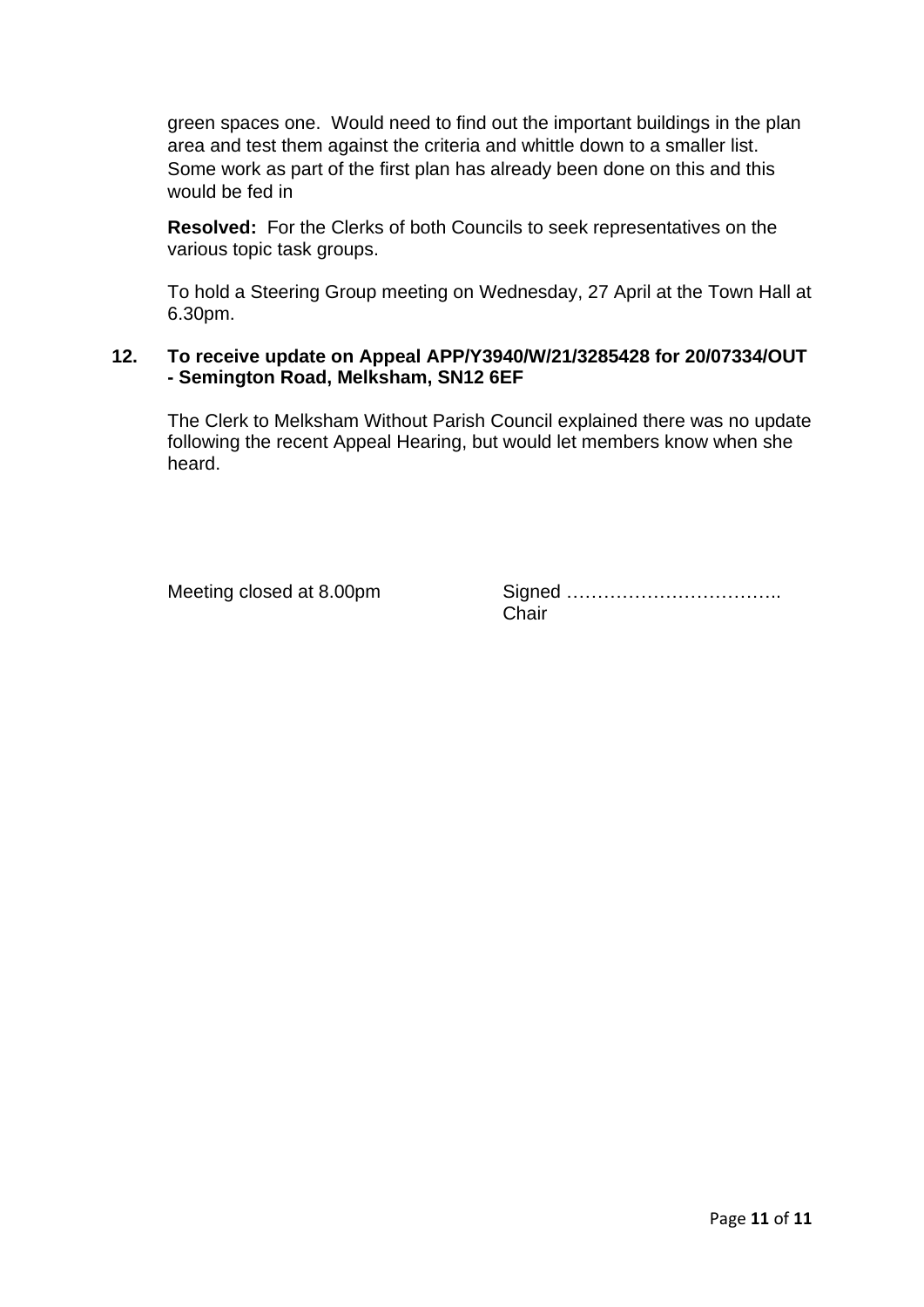green spaces one. Would need to find out the important buildings in the plan area and test them against the criteria and whittle down to a smaller list. Some work as part of the first plan has already been done on this and this would be fed in

**Resolved:** For the Clerks of both Councils to seek representatives on the various topic task groups.

To hold a Steering Group meeting on Wednesday, 27 April at the Town Hall at 6.30pm.

**12. To receive update on Appeal APP/Y3940/W/21/3285428 for 20/07334/OUT - Semington Road, Melksham, SN12 6EF**

The Clerk to Melksham Without Parish Council explained there was no update following the recent Appeal Hearing, but would let members know when she heard.

Meeting closed at 8.00pm

Signed …………………………….
Chair